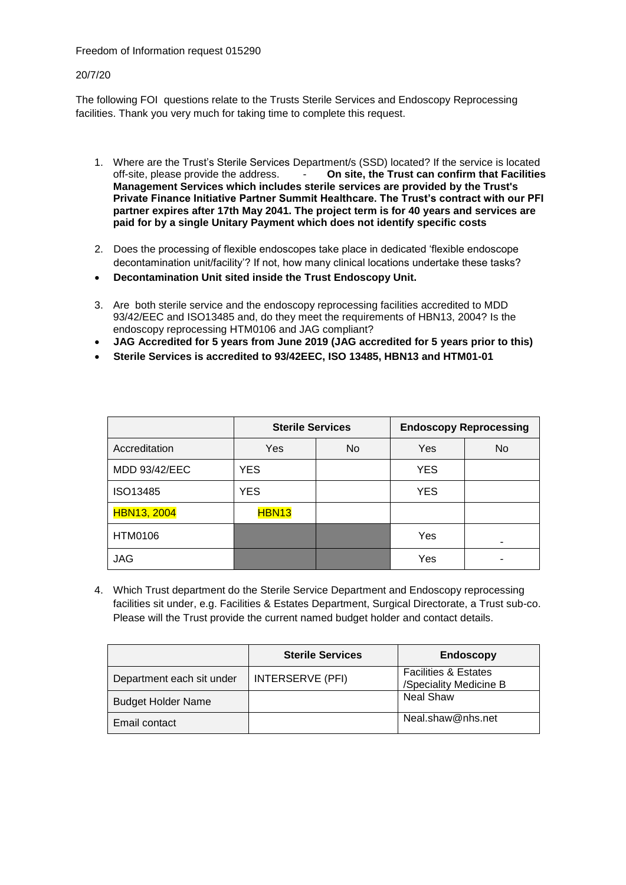Freedom of Information request 015290

20/7/20

The following FOI questions relate to the Trusts Sterile Services and Endoscopy Reprocessing facilities. Thank you very much for taking time to complete this request.

1. Where are the Trust's Sterile Services Department/s (SSD) located? If the service is located off-site, please provide the address. - **On site, the Trust can confirm that Facilities Management Services which includes sterile services are provided by the Trust's Private Finance Initiative Partner Summit Healthcare. The Trust's contract with our PFI partner expires after 17th May 2041. The project term is for 40 years and services are paid for by a single Unitary Payment which does not identify specific costs**

2. Does the processing of flexible endoscopes take place in dedicated 'flexible endoscope decontamination unit/facility'? If not, how many clinical locations undertake these tasks?

- **Decontamination Unit sited inside the Trust Endoscopy Unit.**

3. Are both sterile service and the endoscopy reprocessing facilities accredited to MDD 93/42/EEC and ISO13485 and, do they meet the requirements of HBN13, 2004? Is the endoscopy reprocessing HTM0106 and JAG compliant?

- **JAG Accredited for 5 years from June 2019 (JAG accredited for 5 years prior to this)**
- **Sterile Services is accredited to 93/42EEC, ISO 13485, HBN13 and HTM01-01**

| | Sterile Services | | Endoscopy Reprocessing | |
|---|---|---|---|---|
| Accreditation | Yes | No | Yes | No |
| MDD 93/42/EEC | YES | | YES | |
| ISO13485 | YES | | YES | |
| HBN13, 2004 | HBN13 | | | |
| HTM0106 | | | Yes | - |
| JAG | | | Yes | - |

4. Which Trust department do the Sterile Service Department and Endoscopy reprocessing facilities sit under, e.g. Facilities & Estates Department, Surgical Directorate, a Trust sub-co. Please will the Trust provide the current named budget holder and contact details.

| | Sterile Services | Endoscopy |
|---|---|---|
| Department each sit under | INTERSERVE (PFI) | Facilities & Estates /Speciality Medicine B |
| Budget Holder Name | | Neal Shaw |
| Email contact | | Neal.shaw@nhs.net |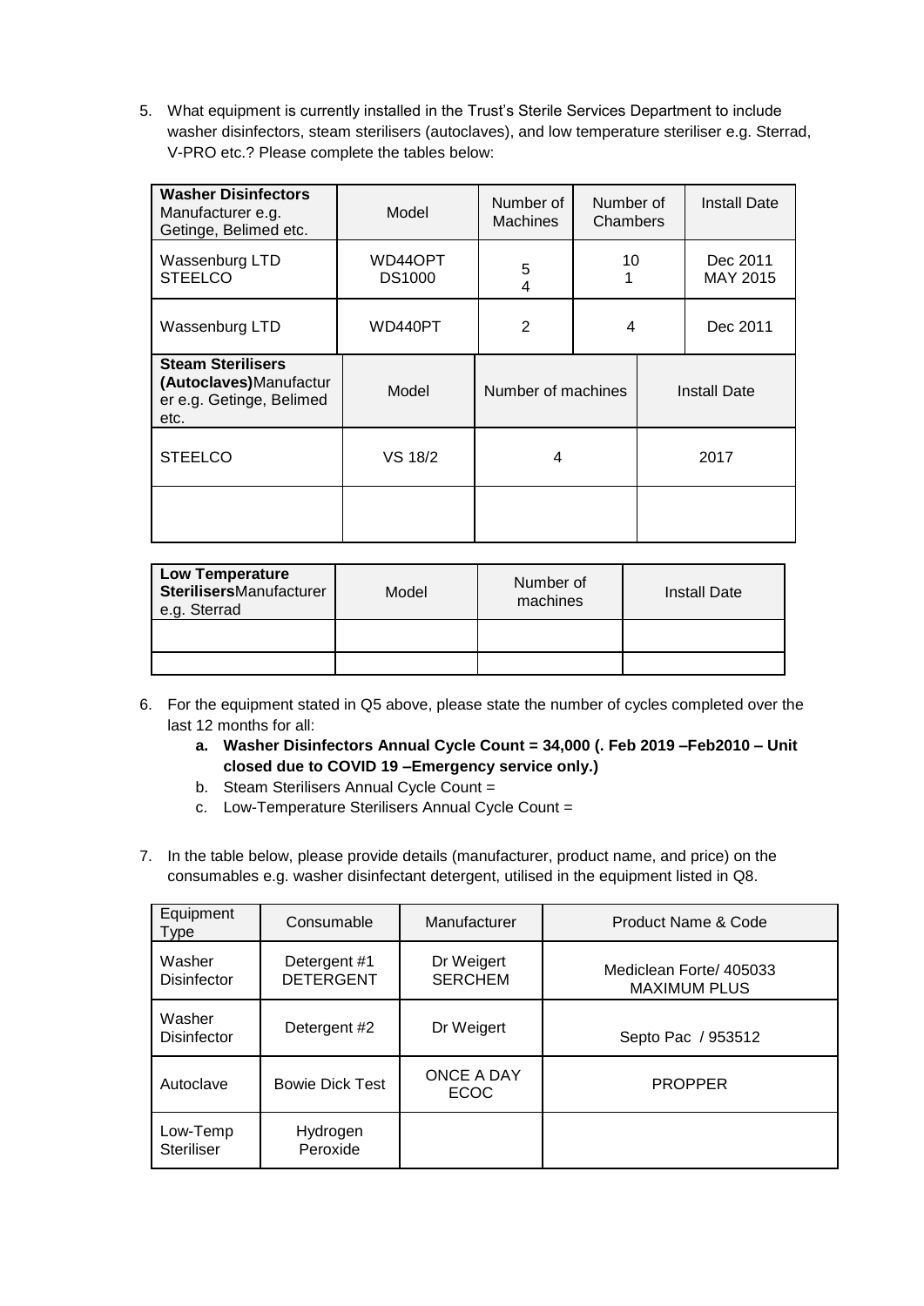5. What equipment is currently installed in the Trust's Sterile Services Department to include washer disinfectors, steam sterilisers (autoclaves), and low temperature steriliser e.g. Sterrad, V-PRO etc.? Please complete the tables below:

| **Washer Disinfectors** Manufacturer e.g. Getinge, Belimed etc. | Model | Number of Machines | Number of Chambers | Install Date |
|---|---|---|---|---|
| Wassenburg LTD<br>STEELCO | WD44OPT<br>DS1000 | 5<br>4 | 10<br>1 | Dec 2011<br>MAY 2015 |
| Wassenburg LTD | WD440PT | 2 | 4 | Dec 2011 |

| **Steam Sterilisers (Autoclaves)** Manufacturer e.g. Getinge, Belimed etc. | Model | Number of machines | Install Date |
|---|---|---|---|
| STEELCO | VS 18/2 | 4 | 2017 |
| | | | |

| **Low Temperature Sterilisers** Manufacturer e.g. Sterrad | Model | Number of machines | Install Date |
|---|---|---|---|
| | | | |
| | | | |

6. For the equipment stated in Q5 above, please state the number of cycles completed over the last 12 months for all:
   a. **Washer Disinfectors Annual Cycle Count = 34,000 (. Feb 2019 –Feb2010 – Unit closed due to COVID 19 –Emergency service only.)**
   b. Steam Sterilisers Annual Cycle Count =
   c. Low-Temperature Sterilisers Annual Cycle Count =

7. In the table below, please provide details (manufacturer, product name, and price) on the consumables e.g. washer disinfectant detergent, utilised in the equipment listed in Q8.

| Equipment Type | Consumable | Manufacturer | Product Name & Code |
|---|---|---|---|
| Washer Disinfector | Detergent #1<br>DETERGENT | Dr Weigert<br>SERCHEM | Mediclean Forte/ 405033<br>MAXIMUM PLUS |
| Washer Disinfector | Detergent #2 | Dr Weigert | Septo Pac / 953512 |
| Autoclave | Bowie Dick Test | ONCE A DAY<br>ECOC | PROPPER |
| Low-Temp Steriliser | Hydrogen Peroxide | | |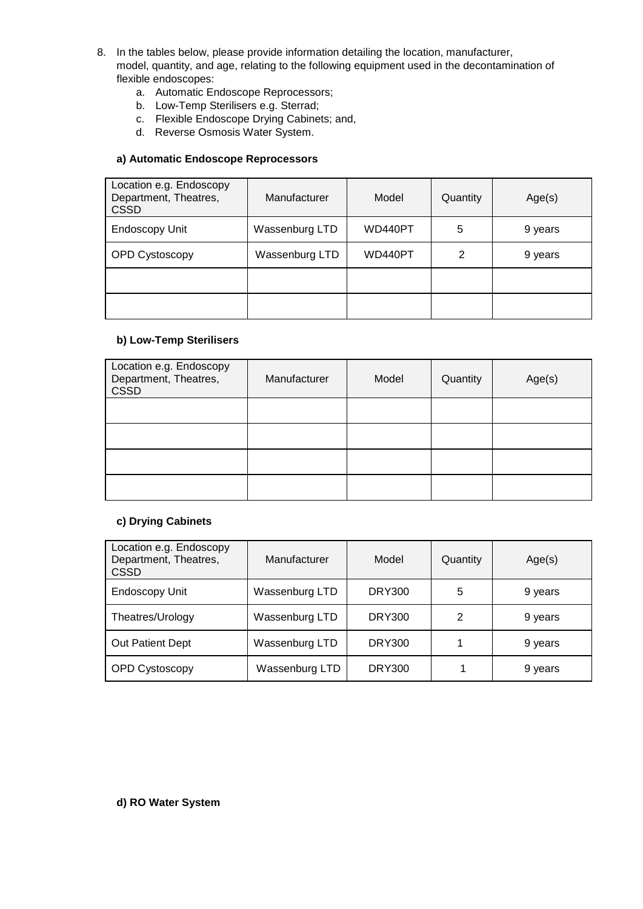8. In the tables below, please provide information detailing the location, manufacturer, model, quantity, and age, relating to the following equipment used in the decontamination of flexible endoscopes:
   a. Automatic Endoscope Reprocessors;
   b. Low-Temp Sterilisers e.g. Sterrad;
   c. Flexible Endoscope Drying Cabinets; and,
   d. Reverse Osmosis Water System.

**a) Automatic Endoscope Reprocessors**

| Location e.g. Endoscopy Department, Theatres, CSSD | Manufacturer | Model | Quantity | Age(s) |
|---|---|---|---|---|
| Endoscopy Unit | Wassenburg LTD | WD440PT | 5 | 9 years |
| OPD Cystoscopy | Wassenburg LTD | WD440PT | 2 | 9 years |
| | | | | |
| | | | | |

**b) Low-Temp Sterilisers**

| Location e.g. Endoscopy Department, Theatres, CSSD | Manufacturer | Model | Quantity | Age(s) |
|---|---|---|---|---|
| | | | | |
| | | | | |
| | | | | |
| | | | | |

**c) Drying Cabinets**

| Location e.g. Endoscopy Department, Theatres, CSSD | Manufacturer | Model | Quantity | Age(s) |
|---|---|---|---|---|
| Endoscopy Unit | Wassenburg LTD | DRY300 | 5 | 9 years |
| Theatres/Urology | Wassenburg LTD | DRY300 | 2 | 9 years |
| Out Patient Dept | Wassenburg LTD | DRY300 | 1 | 9 years |
| OPD Cystoscopy | Wassenburg LTD | DRY300 | 1 | 9 years |

**d) RO Water System**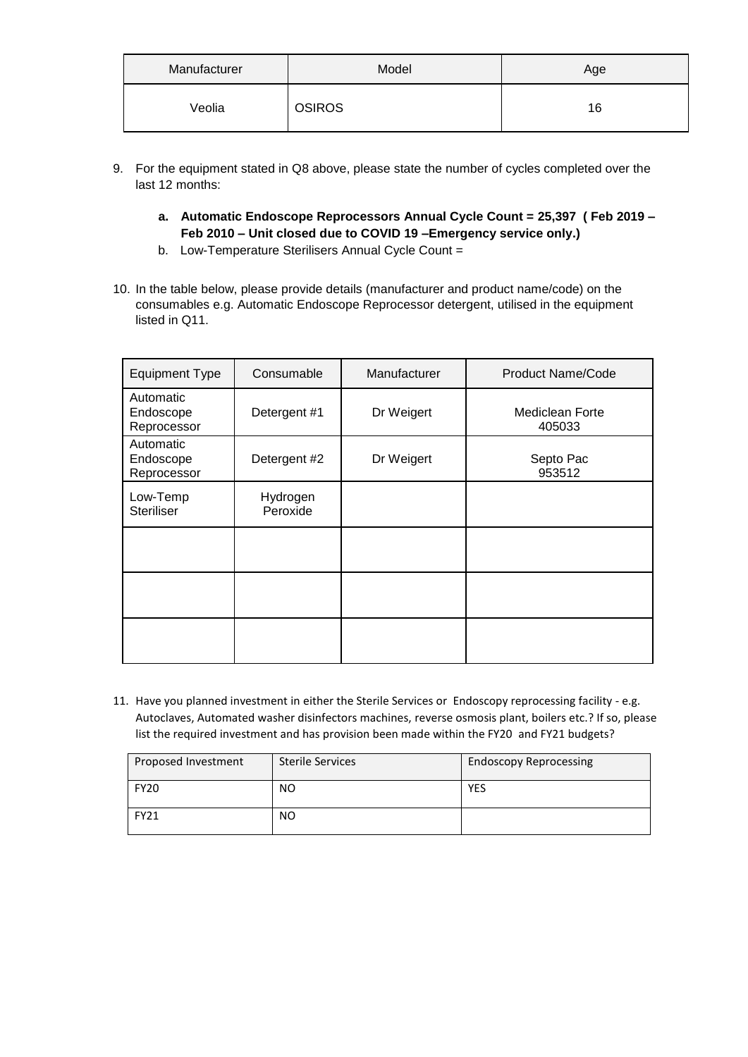| Manufacturer | Model | Age |
|---|---|---|
| Veolia | OSIROS | 16 |

9. For the equipment stated in Q8 above, please state the number of cycles completed over the last 12 months:

    a. **Automatic Endoscope Reprocessors Annual Cycle Count = 25,397 ( Feb 2019 – Feb 2010 – Unit closed due to COVID 19 –Emergency service only.)**
    b. Low-Temperature Sterilisers Annual Cycle Count =

10. In the table below, please provide details (manufacturer and product name/code) on the consumables e.g. Automatic Endoscope Reprocessor detergent, utilised in the equipment listed in Q11.

| Equipment Type | Consumable | Manufacturer | Product Name/Code |
|---|---|---|---|
| Automatic Endoscope Reprocessor | Detergent #1 | Dr Weigert | Mediclean Forte 405033 |
| Automatic Endoscope Reprocessor | Detergent #2 | Dr Weigert | Septo Pac 953512 |
| Low-Temp Steriliser | Hydrogen Peroxide | | |
| | | | |
| | | | |
| | | | |

11. Have you planned investment in either the Sterile Services or Endoscopy reprocessing facility - e.g. Autoclaves, Automated washer disinfectors machines, reverse osmosis plant, boilers etc.? If so, please list the required investment and has provision been made within the FY20 and FY21 budgets?

| Proposed Investment | Sterile Services | Endoscopy Reprocessing |
|---|---|---|
| FY20 | NO | YES |
| FY21 | NO | |